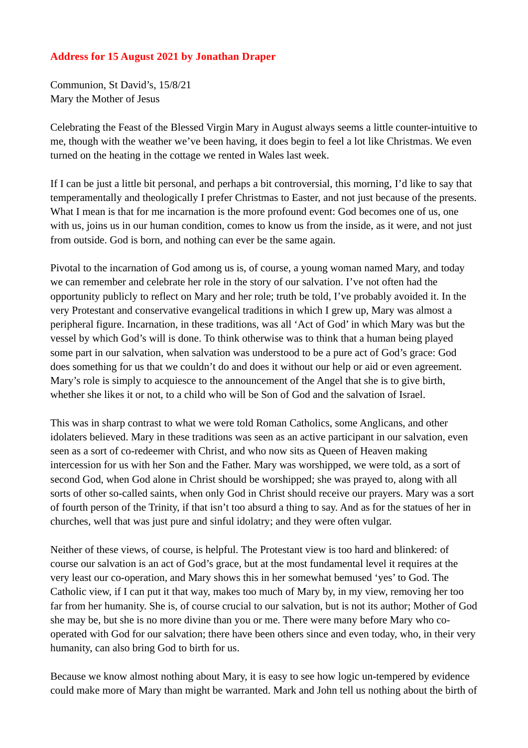**Address for 15 August 2021 by Jonathan Draper**

Communion, St David's, 15/8/21
Mary the Mother of Jesus

Celebrating the Feast of the Blessed Virgin Mary in August always seems a little counter-intuitive to me, though with the weather we've been having, it does begin to feel a lot like Christmas. We even turned on the heating in the cottage we rented in Wales last week.

If I can be just a little bit personal, and perhaps a bit controversial, this morning, I'd like to say that temperamentally and theologically I prefer Christmas to Easter, and not just because of the presents. What I mean is that for me incarnation is the more profound event: God becomes one of us, one with us, joins us in our human condition, comes to know us from the inside, as it were, and not just from outside. God is born, and nothing can ever be the same again.

Pivotal to the incarnation of God among us is, of course, a young woman named Mary, and today we can remember and celebrate her role in the story of our salvation. I've not often had the opportunity publicly to reflect on Mary and her role; truth be told, I've probably avoided it. In the very Protestant and conservative evangelical traditions in which I grew up, Mary was almost a peripheral figure. Incarnation, in these traditions, was all 'Act of God' in which Mary was but the vessel by which God's will is done. To think otherwise was to think that a human being played some part in our salvation, when salvation was understood to be a pure act of God's grace: God does something for us that we couldn't do and does it without our help or aid or even agreement. Mary's role is simply to acquiesce to the announcement of the Angel that she is to give birth, whether she likes it or not, to a child who will be Son of God and the salvation of Israel.

This was in sharp contrast to what we were told Roman Catholics, some Anglicans, and other idolaters believed. Mary in these traditions was seen as an active participant in our salvation, even seen as a sort of co-redeemer with Christ, and who now sits as Queen of Heaven making intercession for us with her Son and the Father. Mary was worshipped, we were told, as a sort of second God, when God alone in Christ should be worshipped; she was prayed to, along with all sorts of other so-called saints, when only God in Christ should receive our prayers. Mary was a sort of fourth person of the Trinity, if that isn't too absurd a thing to say. And as for the statues of her in churches, well that was just pure and sinful idolatry; and they were often vulgar.

Neither of these views, of course, is helpful. The Protestant view is too hard and blinkered: of course our salvation is an act of God's grace, but at the most fundamental level it requires at the very least our co-operation, and Mary shows this in her somewhat bemused 'yes' to God. The Catholic view, if I can put it that way, makes too much of Mary by, in my view, removing her too far from her humanity. She is, of course crucial to our salvation, but is not its author; Mother of God she may be, but she is no more divine than you or me. There were many before Mary who co-operated with God for our salvation; there have been others since and even today, who, in their very humanity, can also bring God to birth for us.

Because we know almost nothing about Mary, it is easy to see how logic un-tempered by evidence could make more of Mary than might be warranted. Mark and John tell us nothing about the birth of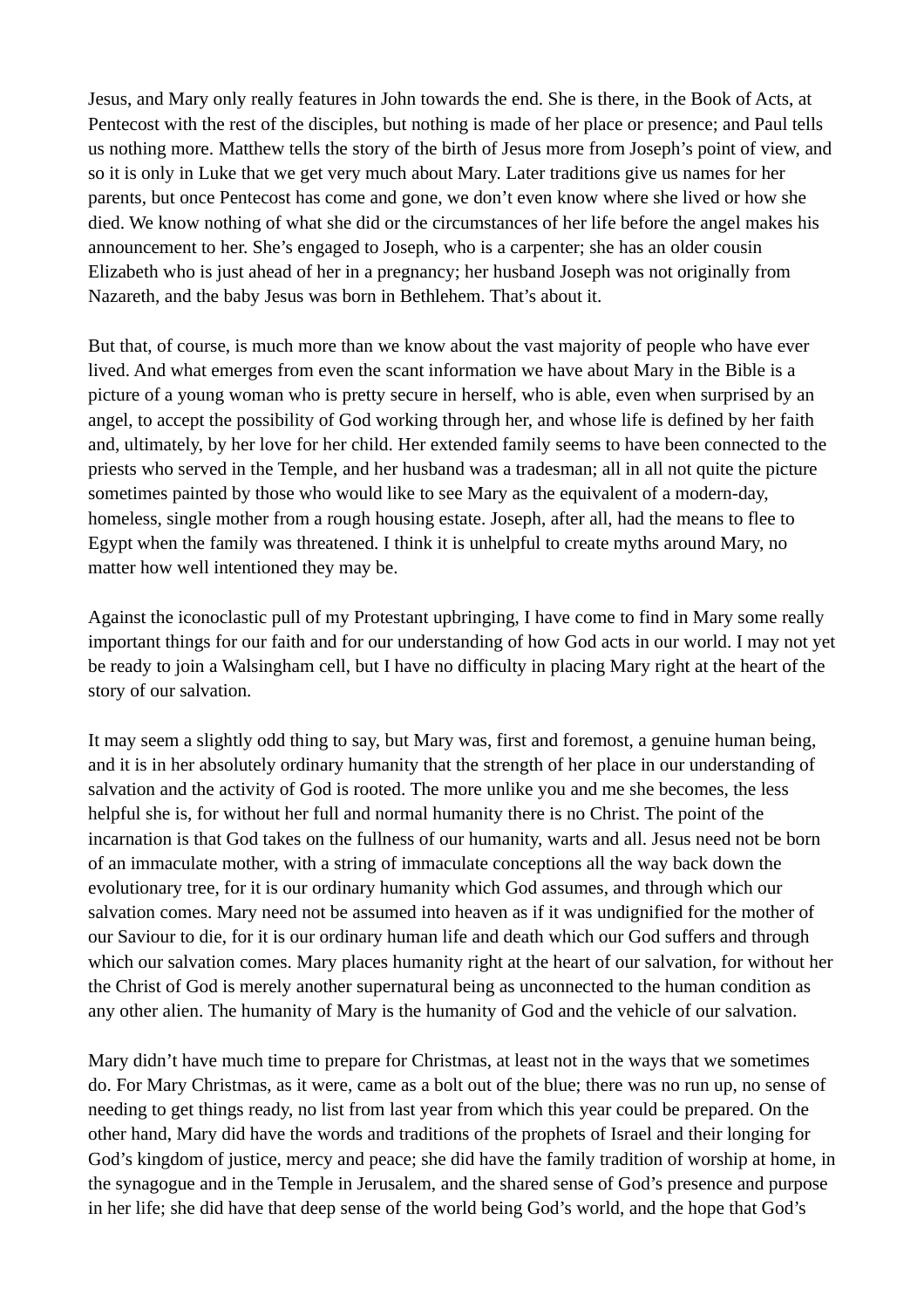Jesus, and Mary only really features in John towards the end. She is there, in the Book of Acts, at Pentecost with the rest of the disciples, but nothing is made of her place or presence; and Paul tells us nothing more. Matthew tells the story of the birth of Jesus more from Joseph's point of view, and so it is only in Luke that we get very much about Mary. Later traditions give us names for her parents, but once Pentecost has come and gone, we don't even know where she lived or how she died. We know nothing of what she did or the circumstances of her life before the angel makes his announcement to her. She's engaged to Joseph, who is a carpenter; she has an older cousin Elizabeth who is just ahead of her in a pregnancy; her husband Joseph was not originally from Nazareth, and the baby Jesus was born in Bethlehem. That's about it.

But that, of course, is much more than we know about the vast majority of people who have ever lived. And what emerges from even the scant information we have about Mary in the Bible is a picture of a young woman who is pretty secure in herself, who is able, even when surprised by an angel, to accept the possibility of God working through her, and whose life is defined by her faith and, ultimately, by her love for her child. Her extended family seems to have been connected to the priests who served in the Temple, and her husband was a tradesman; all in all not quite the picture sometimes painted by those who would like to see Mary as the equivalent of a modern-day, homeless, single mother from a rough housing estate. Joseph, after all, had the means to flee to Egypt when the family was threatened. I think it is unhelpful to create myths around Mary, no matter how well intentioned they may be.

Against the iconoclastic pull of my Protestant upbringing, I have come to find in Mary some really important things for our faith and for our understanding of how God acts in our world. I may not yet be ready to join a Walsingham cell, but I have no difficulty in placing Mary right at the heart of the story of our salvation.

It may seem a slightly odd thing to say, but Mary was, first and foremost, a genuine human being, and it is in her absolutely ordinary humanity that the strength of her place in our understanding of salvation and the activity of God is rooted. The more unlike you and me she becomes, the less helpful she is, for without her full and normal humanity there is no Christ. The point of the incarnation is that God takes on the fullness of our humanity, warts and all. Jesus need not be born of an immaculate mother, with a string of immaculate conceptions all the way back down the evolutionary tree, for it is our ordinary humanity which God assumes, and through which our salvation comes. Mary need not be assumed into heaven as if it was undignified for the mother of our Saviour to die, for it is our ordinary human life and death which our God suffers and through which our salvation comes. Mary places humanity right at the heart of our salvation, for without her the Christ of God is merely another supernatural being as unconnected to the human condition as any other alien. The humanity of Mary is the humanity of God and the vehicle of our salvation.

Mary didn't have much time to prepare for Christmas, at least not in the ways that we sometimes do. For Mary Christmas, as it were, came as a bolt out of the blue; there was no run up, no sense of needing to get things ready, no list from last year from which this year could be prepared. On the other hand, Mary did have the words and traditions of the prophets of Israel and their longing for God's kingdom of justice, mercy and peace; she did have the family tradition of worship at home, in the synagogue and in the Temple in Jerusalem, and the shared sense of God's presence and purpose in her life; she did have that deep sense of the world being God's world, and the hope that God's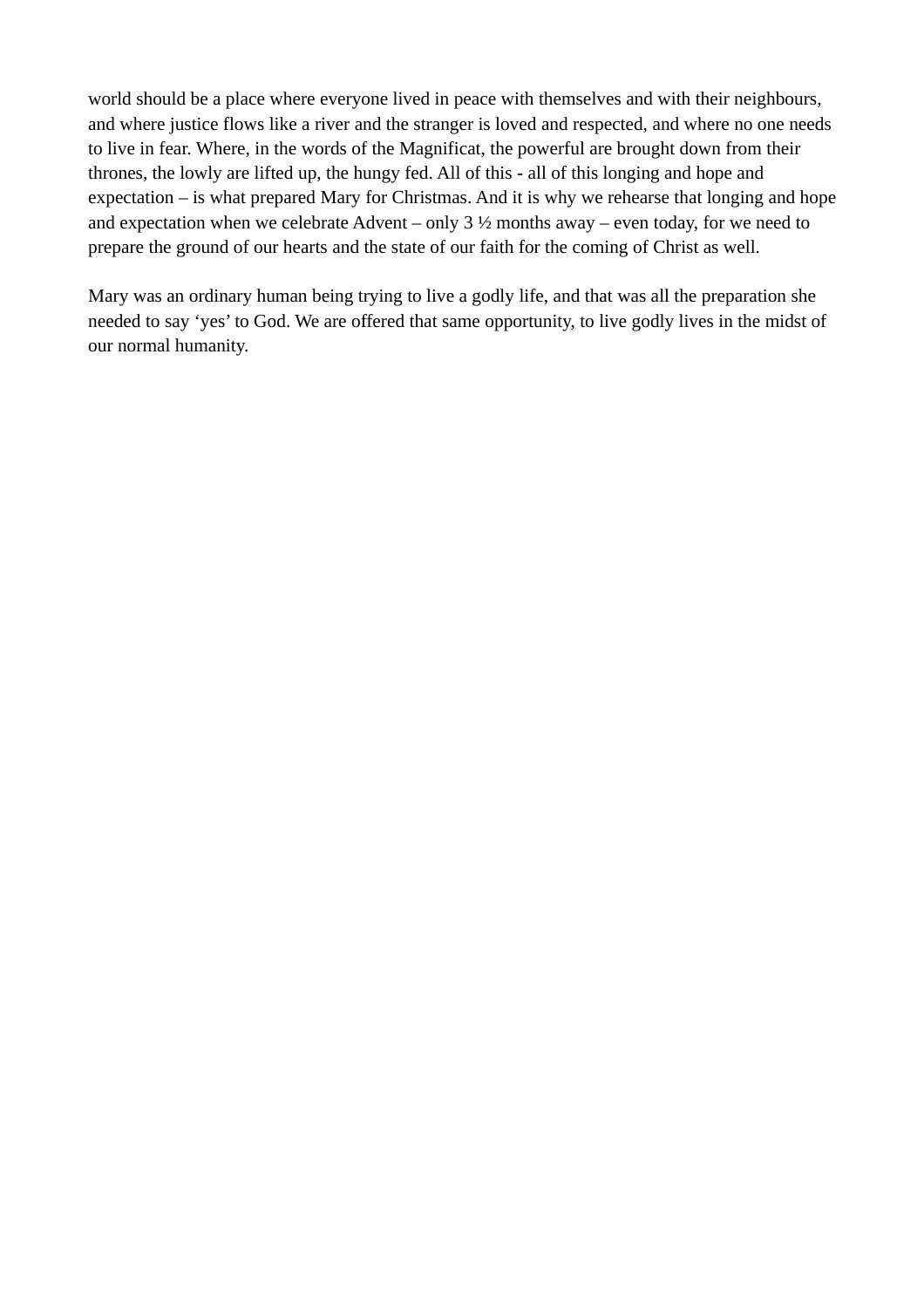world should be a place where everyone lived in peace with themselves and with their neighbours, and where justice flows like a river and the stranger is loved and respected, and where no one needs to live in fear. Where, in the words of the Magnificat, the powerful are brought down from their thrones, the lowly are lifted up, the hungy fed. All of this - all of this longing and hope and expectation – is what prepared Mary for Christmas. And it is why we rehearse that longing and hope and expectation when we celebrate Advent – only 3 ½ months away – even today, for we need to prepare the ground of our hearts and the state of our faith for the coming of Christ as well.

Mary was an ordinary human being trying to live a godly life, and that was all the preparation she needed to say ‘yes’ to God. We are offered that same opportunity, to live godly lives in the midst of our normal humanity.